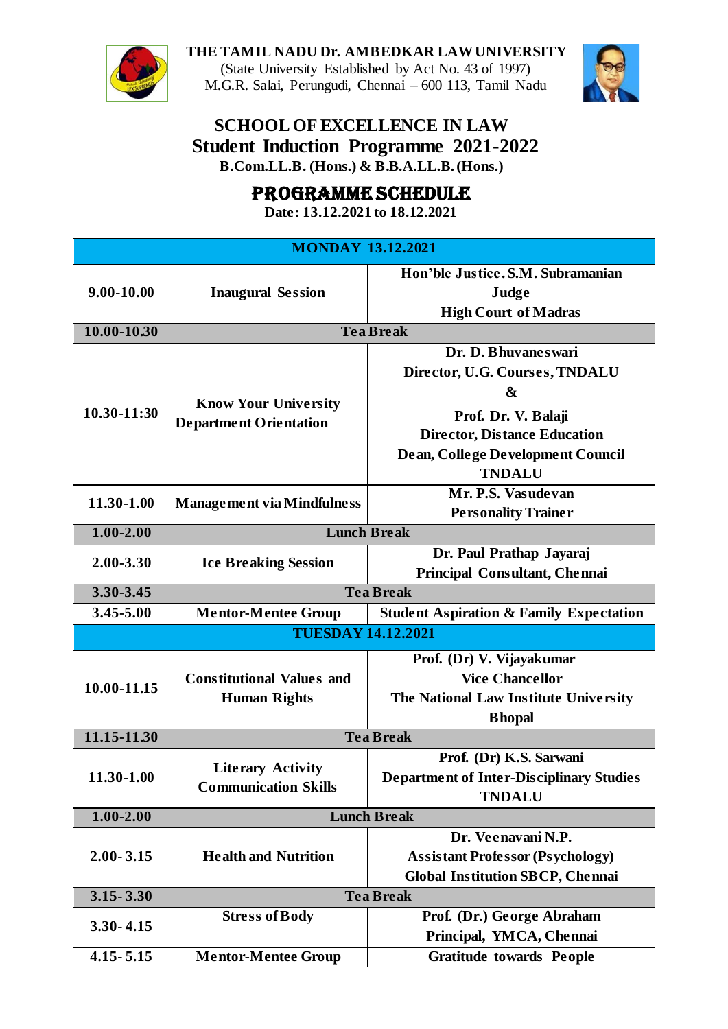**THE TAMIL NADU Dr. AMBEDKAR LAW UNIVERSITY**

(State University Established by Act No. 43 of 1997)

M.G.R. Salai, Perungudi, Chennai – 600 113, Tamil Nadu

## SCHOOL OF EXCELLENCE IN LAW

## Student Induction Programme 2021-2022

**B.Com.LL.B. (Hons.) & B.B.A.LL.B. (Hons.)**

## PROGRAMME SCHEDULE

**Date: 13.12.2021 to 18.12.2021**

| MONDAY 13.12.2021 | | |
|---|---|---|
| 9.00-10.00 | Inaugural Session | Hon'ble Justice. S.M. Subramanian<br>Judge<br>High Court of Madras |
| 10.00-10.30 | Tea Break | |
| 10.30-11:30 | Know Your University<br>Department Orientation | Dr. D. Bhuvaneswari<br>Director, U.G. Courses, TNDALU<br>&<br>Prof. Dr. V. Balaji<br>Director, Distance Education<br>Dean, College Development Council<br>TNDALU |
| 11.30-1.00 | Management via Mindfulness | Mr. P.S. Vasudevan<br>Personality Trainer |
| 1.00-2.00 | Lunch Break | |
| 2.00-3.30 | Ice Breaking Session | Dr. Paul Prathap Jayaraj<br>Principal Consultant, Chennai |
| 3.30-3.45 | Tea Break | |
| 3.45-5.00 | Mentor-Mentee Group | Student Aspiration & Family Expectation |
| **TUESDAY 14.12.2021** | | |
| 10.00-11.15 | Constitutional Values and<br>Human Rights | Prof. (Dr) V. Vijayakumar<br>Vice Chancellor<br>The National Law Institute University<br>Bhopal |
| 11.15-11.30 | Tea Break | |
| 11.30-1.00 | Literary Activity<br>Communication Skills | Prof. (Dr) K.S. Sarwani<br>Department of Inter-Disciplinary Studies<br>TNDALU |
| 1.00-2.00 | Lunch Break | |
| 2.00- 3.15 | Health and Nutrition | Dr. Veenavani N.P.<br>Assistant Professor (Psychology)<br>Global Institution SBCP, Chennai |
| 3.15- 3.30 | Tea Break | |
| 3.30- 4.15 | Stress of Body | Prof. (Dr.) George Abraham<br>Principal, YMCA, Chennai |
| 4.15- 5.15 | Mentor-Mentee Group | Gratitude towards People |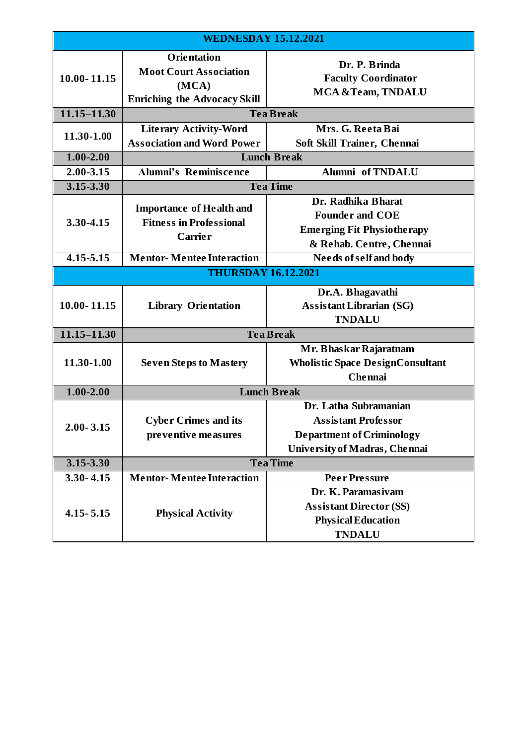| WEDNESDAY 15.12.2021 | | |
|---|---|---|
| **10.00- 11.15** | **Orientation Moot Court Association (MCA) Enriching the Advocacy Skill** | **Dr. P. Brinda Faculty Coordinator MCA &Team, TNDALU** |
| **11.15–11.30** | **Tea Break** | |
| **11.30-1.00** | **Literary Activity-Word Association and Word Power** | **Mrs. G. Reeta Bai Soft Skill Trainer, Chennai** |
| **1.00-2.00** | **Lunch Break** | |
| **2.00-3.15** | **Alumni's Reminiscence** | **Alumni of TNDALU** |
| **3.15-3.30** | **Tea Time** | |
| **3.30-4.15** | **Importance of Health and Fitness in Professional Carrier** | **Dr. Radhika Bharat Founder and COE Emerging Fit Physiotherapy & Rehab. Centre, Chennai** |
| **4.15-5.15** | **Mentor- Mentee Interaction** | **Needs of self and body** |
| **THURSDAY 16.12.2021** | | |
| **10.00- 11.15** | **Library Orientation** | **Dr.A. Bhagavathi Assistant Librarian (SG) TNDALU** |
| **11.15–11.30** | **Tea Break** | |
| **11.30-1.00** | **Seven Steps to Mastery** | **Mr. Bhaskar Rajaratnam Wholistic Space DesignConsultant Chennai** |
| **1.00-2.00** | **Lunch Break** | |
| **2.00- 3.15** | **Cyber Crimes and its preventive measures** | **Dr. Latha Subramanian Assistant Professor Department of Criminology University of Madras, Chennai** |
| **3.15-3.30** | **Tea Time** | |
| **3.30- 4.15** | **Mentor- Mentee Interaction** | **Peer Pressure** |
| **4.15- 5.15** | **Physical Activity** | **Dr. K. Paramasivam Assistant Director (SS) Physical Education TNDALU** |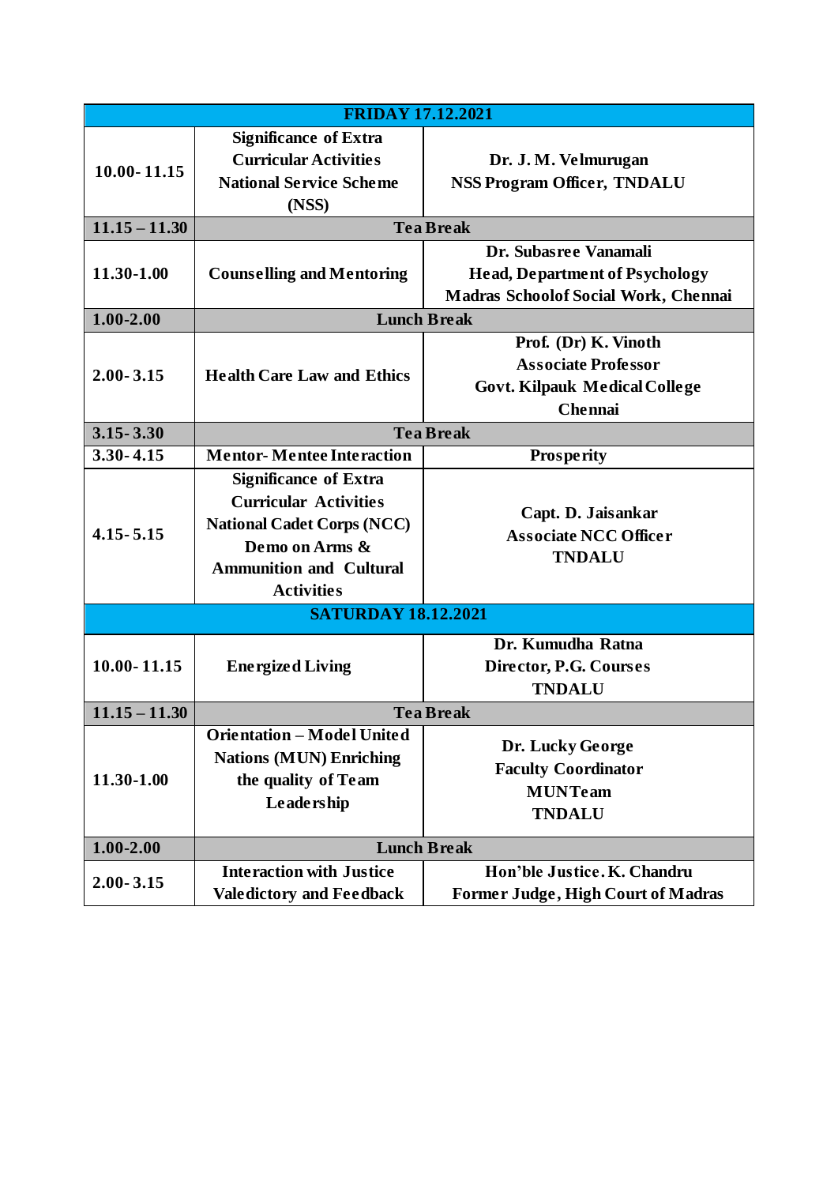| | | |
|---|---|---|
| **FRIDAY 17.12.2021** | | |
| **10.00- 11.15** | **Significance of Extra Curricular Activities National Service Scheme (NSS)** | **Dr. J. M. Velmurugan NSS Program Officer, TNDALU** |
| **11.15 – 11.30** | **Tea Break** | |
| **11.30-1.00** | **Counselling and Mentoring** | **Dr. Subasree Vanamali Head, Department of Psychology Madras Schoolof Social Work, Chennai** |
| **1.00-2.00** | **Lunch Break** | |
| **2.00- 3.15** | **Health Care Law and Ethics** | **Prof. (Dr) K. Vinoth Associate Professor Govt. Kilpauk Medical College Chennai** |
| **3.15- 3.30** | **Tea Break** | |
| **3.30- 4.15** | **Mentor- Mentee Interaction** | **Prosperity** |
| **4.15- 5.15** | **Significance of Extra Curricular Activities National Cadet Corps (NCC) Demo on Arms & Ammunition and Cultural Activities** | **Capt. D. Jaisankar Associate NCC Officer TNDALU** |
| **SATURDAY 18.12.2021** | | |
| **10.00- 11.15** | **Energized Living** | **Dr. Kumudha Ratna Director, P.G. Courses TNDALU** |
| **11.15 – 11.30** | **Tea Break** | |
| **11.30-1.00** | **Orientation – Model United Nations (MUN) Enriching the quality of Team Leadership** | **Dr. Lucky George Faculty Coordinator MUNTeam TNDALU** |
| **1.00-2.00** | **Lunch Break** | |
| **2.00- 3.15** | **Interaction with Justice Valedictory and Feedback** | **Hon'ble Justice. K. Chandru Former Judge, High Court of Madras** |